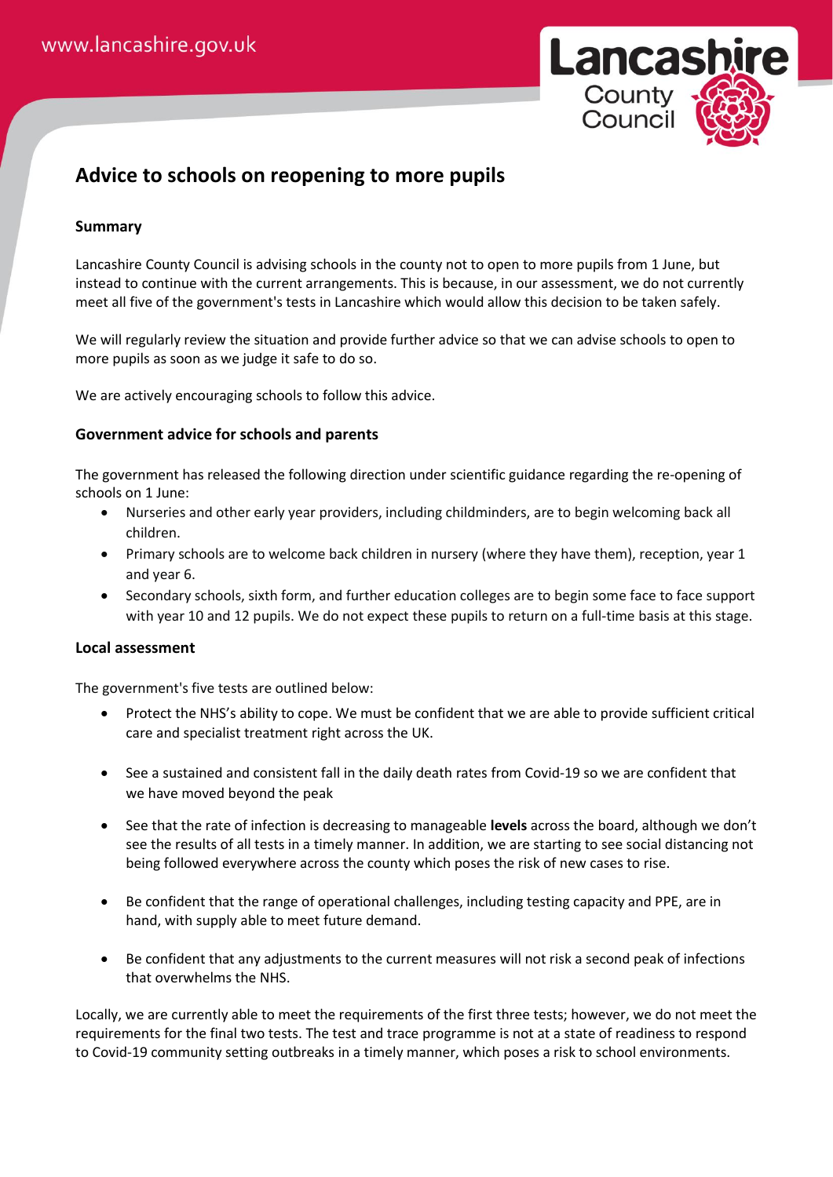# Advice to schools on reopening to more pupils

### Summary

Lancashire County Council is advising schools in the county not to open to more pupils from 1 June, but instead to continue with the current arrangements. This is because, in our assessment, we do not currently meet all five of the government's tests in Lancashire which would allow this decision to be taken safely.

We will regularly review the situation and provide further advice so that we can advise schools to open to more pupils as soon as we judge it safe to do so.

We are actively encouraging schools to follow this advice.

### Government advice for schools and parents

The government has released the following direction under scientific guidance regarding the re-opening of schools on 1 June:

- Nurseries and other early year providers, including childminders, are to begin welcoming back all children.
- Primary schools are to welcome back children in nursery (where they have them), reception, year 1 and year 6.
- Secondary schools, sixth form, and further education colleges are to begin some face to face support with year 10 and 12 pupils. We do not expect these pupils to return on a full-time basis at this stage.

### Local assessment

The government's five tests are outlined below:

- Protect the NHS's ability to cope. We must be confident that we are able to provide sufficient critical care and specialist treatment right across the UK.
- See a sustained and consistent fall in the daily death rates from Covid-19 so we are confident that we have moved beyond the peak
- See that the rate of infection is decreasing to manageable **levels** across the board, although we don't see the results of all tests in a timely manner. In addition, we are starting to see social distancing not being followed everywhere across the county which poses the risk of new cases to rise.
- Be confident that the range of operational challenges, including testing capacity and PPE, are in hand, with supply able to meet future demand.
- Be confident that any adjustments to the current measures will not risk a second peak of infections that overwhelms the NHS.

Locally, we are currently able to meet the requirements of the first three tests; however, we do not meet the requirements for the final two tests. The test and trace programme is not at a state of readiness to respond to Covid-19 community setting outbreaks in a timely manner, which poses a risk to school environments.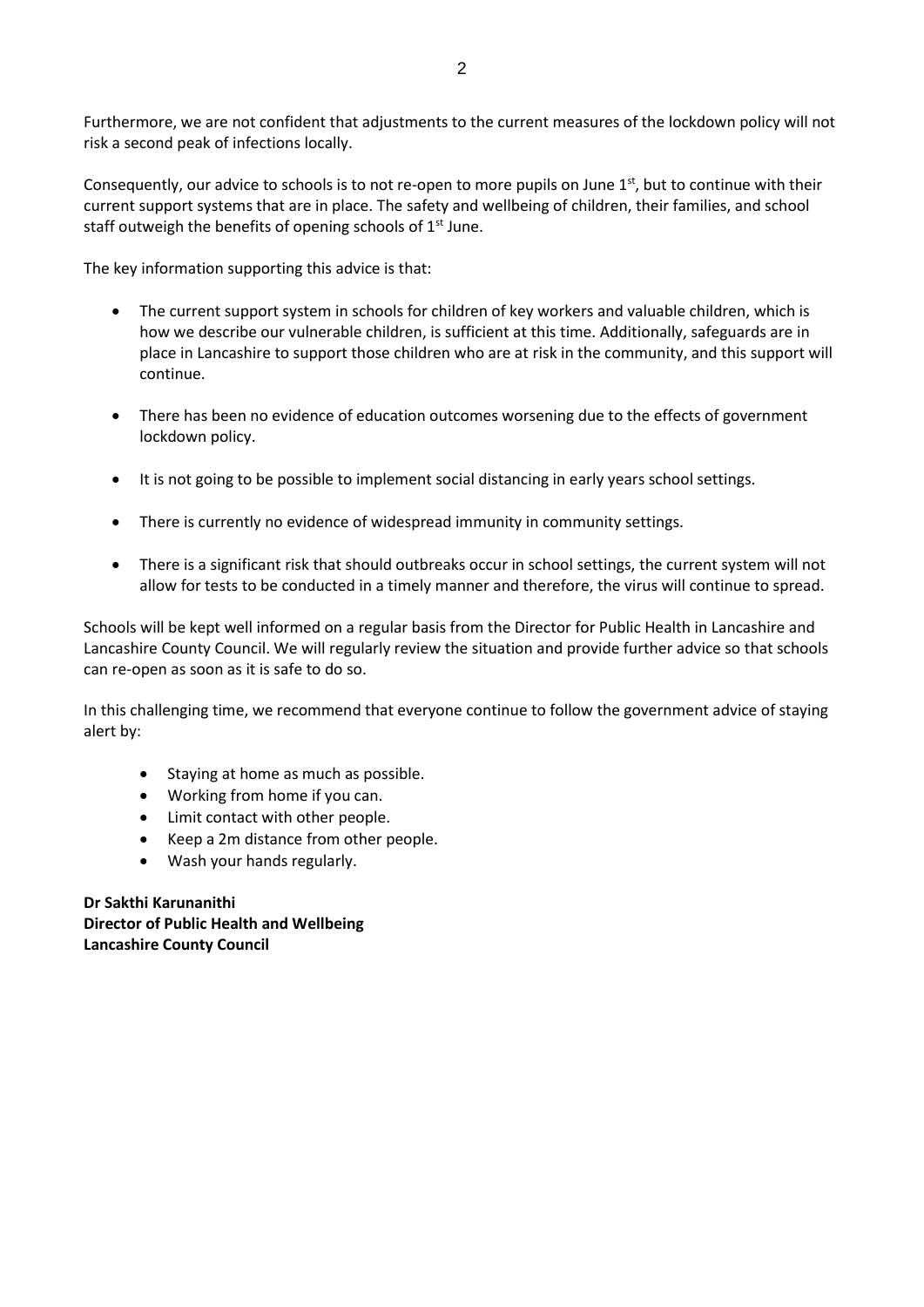Furthermore, we are not confident that adjustments to the current measures of the lockdown policy will not risk a second peak of infections locally.

Consequently, our advice to schools is to not re-open to more pupils on June 1st, but to continue with their current support systems that are in place. The safety and wellbeing of children, their families, and school staff outweigh the benefits of opening schools of 1st June.

The key information supporting this advice is that:

- The current support system in schools for children of key workers and valuable children, which is how we describe our vulnerable children, is sufficient at this time. Additionally, safeguards are in place in Lancashire to support those children who are at risk in the community, and this support will continue.
- There has been no evidence of education outcomes worsening due to the effects of government lockdown policy.
- It is not going to be possible to implement social distancing in early years school settings.
- There is currently no evidence of widespread immunity in community settings.
- There is a significant risk that should outbreaks occur in school settings, the current system will not allow for tests to be conducted in a timely manner and therefore, the virus will continue to spread.

Schools will be kept well informed on a regular basis from the Director for Public Health in Lancashire and Lancashire County Council. We will regularly review the situation and provide further advice so that schools can re-open as soon as it is safe to do so.

In this challenging time, we recommend that everyone continue to follow the government advice of staying alert by:

- Staying at home as much as possible.
- Working from home if you can.
- Limit contact with other people.
- Keep a 2m distance from other people.
- Wash your hands regularly.

**Dr Sakthi Karunanithi**
**Director of Public Health and Wellbeing**
**Lancashire County Council**